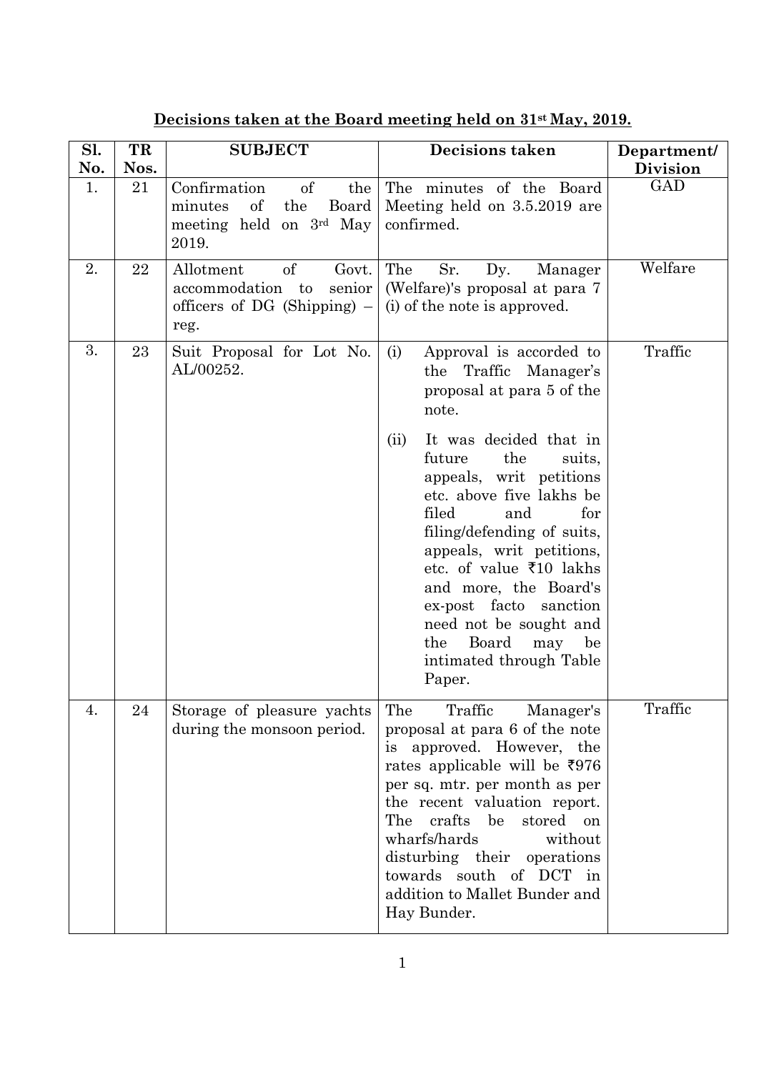**Decisions taken at the Board meeting held on 31st May, 2019.**

| Sl. No. | TR Nos. | SUBJECT | Decisions taken | Department/ Division |
|---|---|---|---|---|
| 1. | 21 | Confirmation of the minutes of the Board meeting held on 3rd May 2019. | The minutes of the Board Meeting held on 3.5.2019 are confirmed. | GAD |
| 2. | 22 | Allotment of Govt. accommodation to senior officers of DG (Shipping) – reg. | The Sr. Dy. Manager (Welfare)'s proposal at para 7 (i) of the note is approved. | Welfare |
| 3. | 23 | Suit Proposal for Lot No. AL/00252. | (i) Approval is accorded to the Traffic Manager's proposal at para 5 of the note.<br><br>(ii) It was decided that in future the suits, appeals, writ petitions etc. above five lakhs be filed and for filing/defending of suits, appeals, writ petitions, etc. of value ₹10 lakhs and more, the Board's ex-post facto sanction need not be sought and the Board may be intimated through Table Paper. | Traffic |
| 4. | 24 | Storage of pleasure yachts during the monsoon period. | The Traffic Manager's proposal at para 6 of the note is approved. However, the rates applicable will be ₹976 per sq. mtr. per month as per the recent valuation report. The crafts be stored on wharfs/hards without disturbing their operations towards south of DCT in addition to Mallet Bunder and Hay Bunder. | Traffic |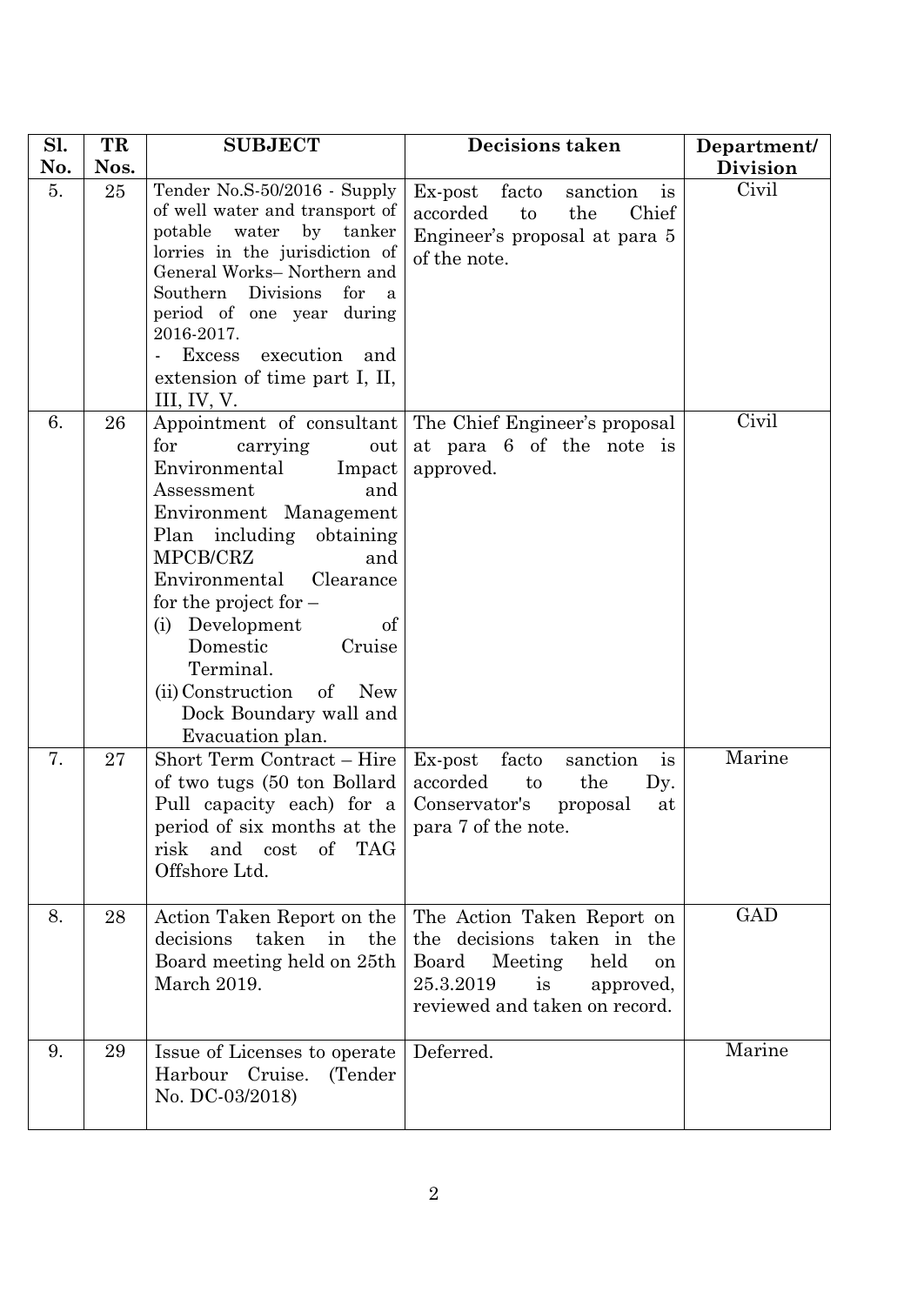| Sl. No. | TR Nos. | SUBJECT | Decisions taken | Department/ Division |
|---|---|---|---|---|
| 5. | 25 | Tender No.S-50/2016 - Supply of well water and transport of potable water by tanker lorries in the jurisdiction of General Works– Northern and Southern Divisions for a period of one year during 2016-2017.<br>- Excess execution and extension of time part I, II, III, IV, V. | Ex-post facto sanction is accorded to the Chief Engineer's proposal at para 5 of the note. | Civil |
| 6. | 26 | Appointment of consultant for carrying out Environmental Impact Assessment and Environment Management Plan including obtaining MPCB/CRZ and Environmental Clearance for the project for –<br>(i) Development of Domestic Cruise Terminal.<br>(ii) Construction of New Dock Boundary wall and Evacuation plan. | The Chief Engineer's proposal at para 6 of the note is approved. | Civil |
| 7. | 27 | Short Term Contract – Hire of two tugs (50 ton Bollard Pull capacity each) for a period of six months at the risk and cost of TAG Offshore Ltd. | Ex-post facto sanction is accorded to the Dy. Conservator's proposal at para 7 of the note. | Marine |
| 8. | 28 | Action Taken Report on the decisions taken in the Board meeting held on 25th March 2019. | The Action Taken Report on the decisions taken in the Board Meeting held on 25.3.2019 is approved, reviewed and taken on record. | GAD |
| 9. | 29 | Issue of Licenses to operate Harbour Cruise. (Tender No. DC-03/2018) | Deferred. | Marine |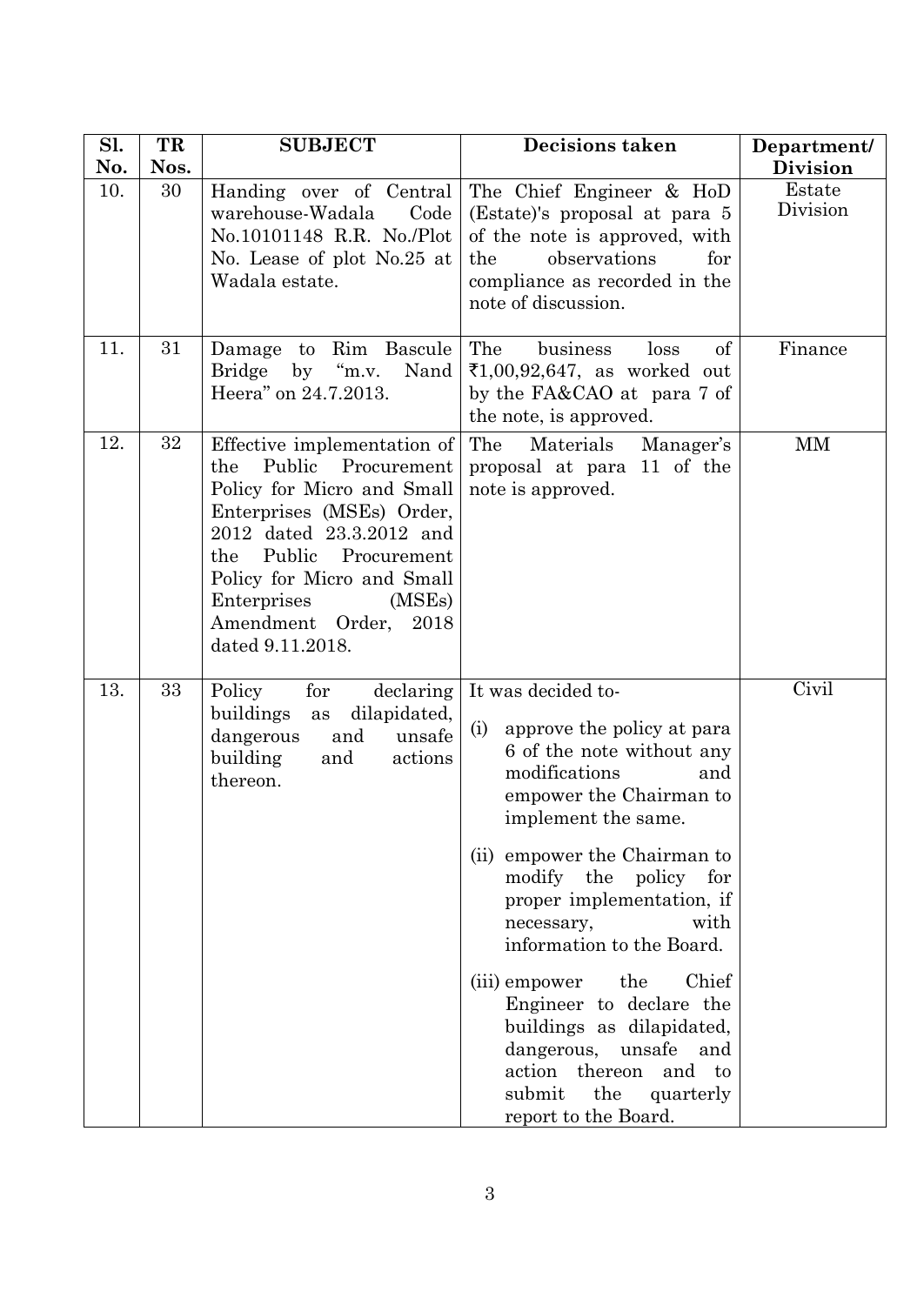| Sl. No. | TR Nos. | SUBJECT | Decisions taken | Department/ Division |
|---|---|---|---|---|
| 10. | 30 | Handing over of Central warehouse-Wadala Code No.10101148 R.R. No./Plot No. Lease of plot No.25 at Wadala estate. | The Chief Engineer & HoD (Estate)'s proposal at para 5 of the note is approved, with the observations for compliance as recorded in the note of discussion. | Estate Division |
| 11. | 31 | Damage to Rim Bascule Bridge by "m.v. Nand Heera" on 24.7.2013. | The business loss of ₹1,00,92,647, as worked out by the FA&CAO at para 7 of the note, is approved. | Finance |
| 12. | 32 | Effective implementation of the Public Procurement Policy for Micro and Small Enterprises (MSEs) Order, 2012 dated 23.3.2012 and the Public Procurement Policy for Micro and Small Enterprises (MSEs) Amendment Order, 2018 dated 9.11.2018. | The Materials Manager's proposal at para 11 of the note is approved. | MM |
| 13. | 33 | Policy for declaring buildings as dilapidated, dangerous and unsafe building and actions thereon. | It was decided to-<br>(i) approve the policy at para 6 of the note without any modifications and empower the Chairman to implement the same.<br>(ii) empower the Chairman to modify the policy for proper implementation, if necessary, with information to the Board.<br>(iii) empower the Chief Engineer to declare the buildings as dilapidated, dangerous, unsafe and action thereon and to submit the quarterly report to the Board. | Civil |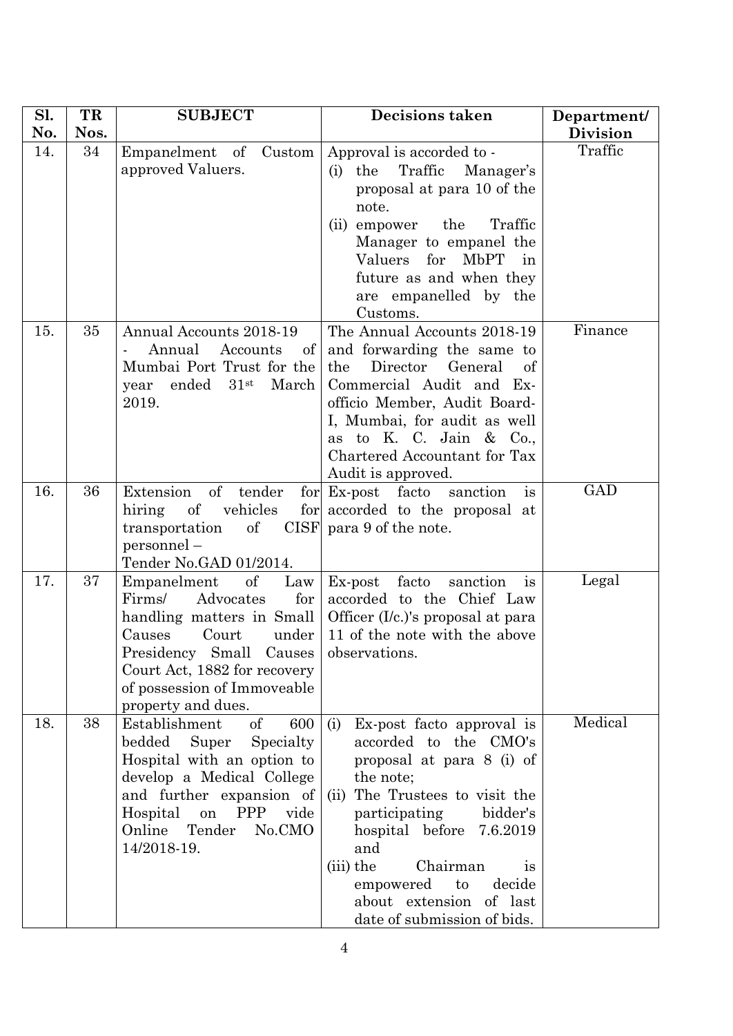| Sl. No. | TR Nos. | SUBJECT | Decisions taken | Department/ Division |
|---|---|---|---|---|
| 14. | 34 | Empanelment of Custom approved Valuers. | Approval is accorded to -<br>(i) the Traffic Manager's proposal at para 10 of the note.<br>(ii) empower the Traffic Manager to empanel the Valuers for MbPT in future as and when they are empanelled by the Customs. | Traffic |
| 15. | 35 | Annual Accounts 2018-19<br>- Annual Accounts of Mumbai Port Trust for the year ended 31st March 2019. | The Annual Accounts 2018-19 and forwarding the same to the Director General of Commercial Audit and Ex-officio Member, Audit Board-I, Mumbai, for audit as well as to K. C. Jain & Co., Chartered Accountant for Tax Audit is approved. | Finance |
| 16. | 36 | Extension of tender for hiring of vehicles for transportation of CISF personnel –<br>Tender No.GAD 01/2014. | Ex-post facto sanction is accorded to the proposal at para 9 of the note. | GAD |
| 17. | 37 | Empanelment of Law Firms/ Advocates for handling matters in Small Causes Court under Presidency Small Causes Court Act, 1882 for recovery of possession of Immoveable property and dues. | Ex-post facto sanction is accorded to the Chief Law Officer (I/c.)'s proposal at para 11 of the note with the above observations. | Legal |
| 18. | 38 | Establishment of 600 bedded Super Specialty Hospital with an option to develop a Medical College and further expansion of Hospital on PPP vide Online Tender No.CMO 14/2018-19. | (i) Ex-post facto approval is accorded to the CMO's proposal at para 8 (i) of the note;<br>(ii) The Trustees to visit the participating bidder's hospital before 7.6.2019 and<br>(iii) the Chairman is empowered to decide about extension of last date of submission of bids. | Medical |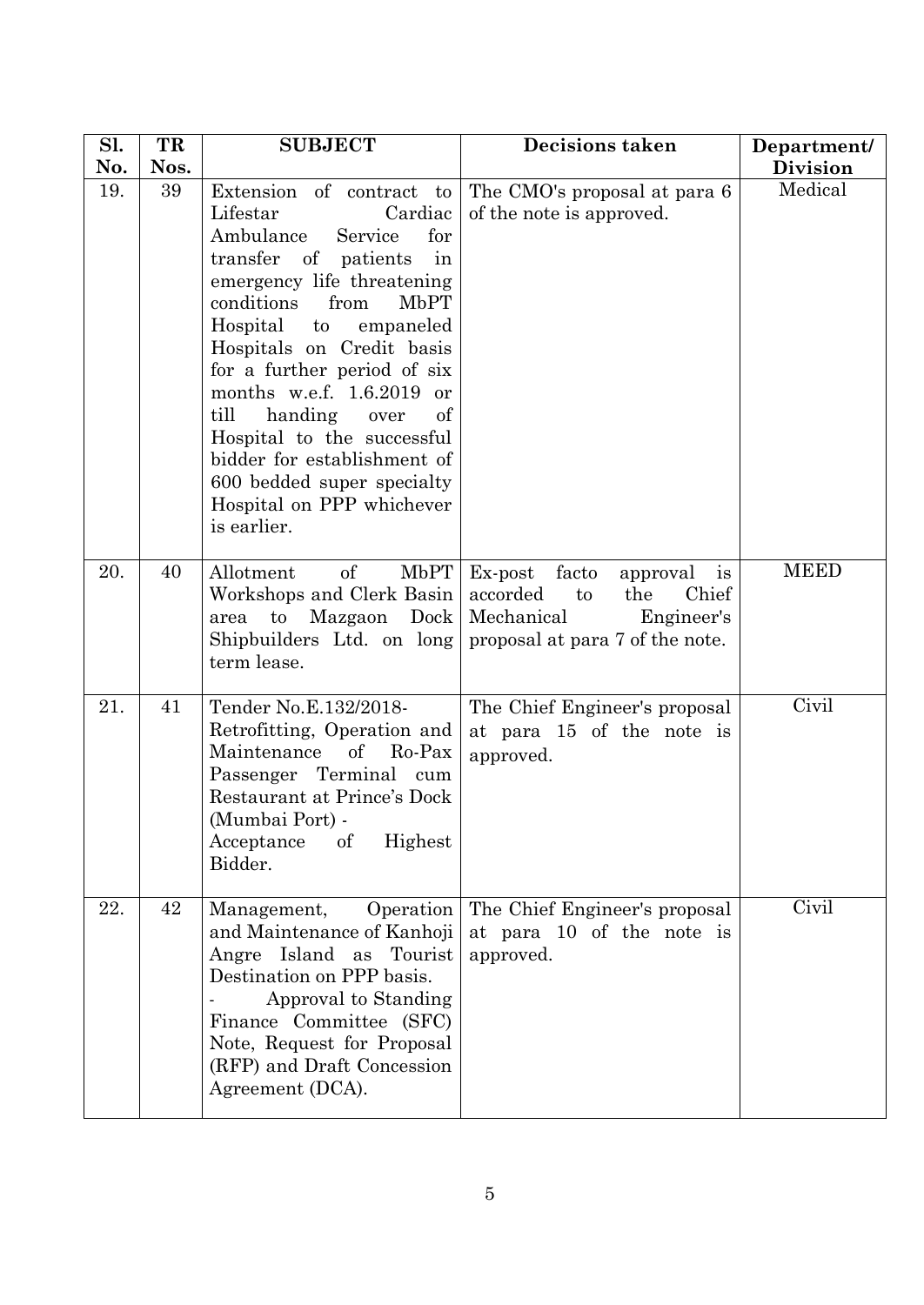| Sl. No. | TR Nos. | SUBJECT | Decisions taken | Department/ Division |
|---|---|---|---|---|
| 19. | 39 | Extension of contract to Lifestar Cardiac Ambulance Service for transfer of patients in emergency life threatening conditions from MbPT Hospital to empaneled Hospitals on Credit basis for a further period of six months w.e.f. 1.6.2019 or till handing over of Hospital to the successful bidder for establishment of 600 bedded super specialty Hospital on PPP whichever is earlier. | The CMO's proposal at para 6 of the note is approved. | Medical |
| 20. | 40 | Allotment of MbPT Workshops and Clerk Basin area to Mazgaon Dock Shipbuilders Ltd. on long term lease. | Ex-post facto approval is accorded to the Chief Mechanical Engineer's proposal at para 7 of the note. | MEED |
| 21. | 41 | Tender No.E.132/2018- Retrofitting, Operation and Maintenance of Ro-Pax Passenger Terminal cum Restaurant at Prince's Dock (Mumbai Port) - Acceptance of Highest Bidder. | The Chief Engineer's proposal at para 15 of the note is approved. | Civil |
| 22. | 42 | Management, Operation and Maintenance of Kanhoji Angre Island as Tourist Destination on PPP basis. - Approval to Standing Finance Committee (SFC) Note, Request for Proposal (RFP) and Draft Concession Agreement (DCA). | The Chief Engineer's proposal at para 10 of the note is approved. | Civil |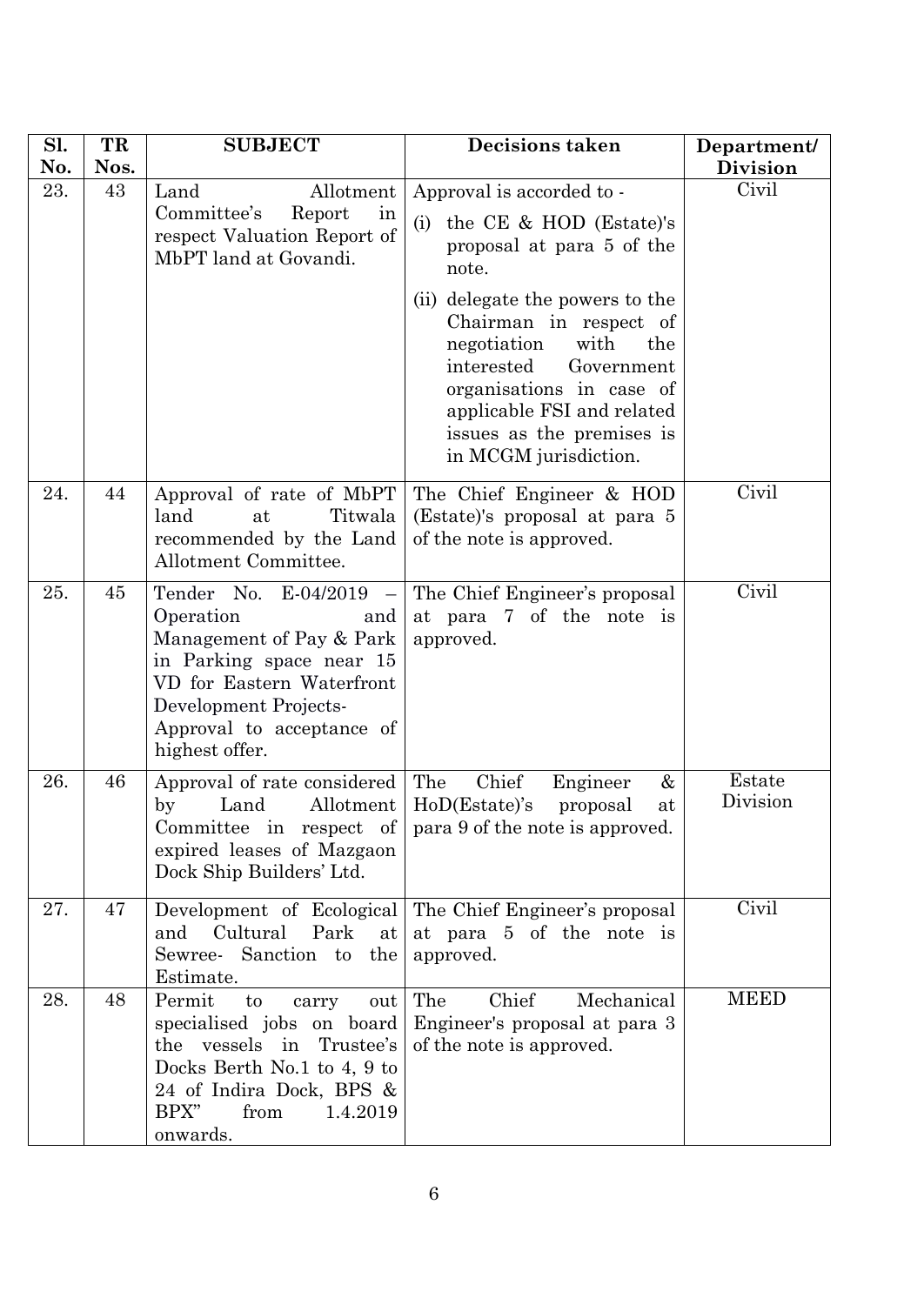| Sl. No. | TR Nos. | SUBJECT | Decisions taken | Department/ Division |
|---|---|---|---|---|
| 23. | 43 | Land Allotment Committee's Report in respect Valuation Report of MbPT land at Govandi. | Approval is accorded to - (i) the CE & HOD (Estate)'s proposal at para 5 of the note. (ii) delegate the powers to the Chairman in respect of negotiation with the interested Government organisations in case of applicable FSI and related issues as the premises is in MCGM jurisdiction. | Civil |
| 24. | 44 | Approval of rate of MbPT land at Titwala recommended by the Land Allotment Committee. | The Chief Engineer & HOD (Estate)'s proposal at para 5 of the note is approved. | Civil |
| 25. | 45 | Tender No. E-04/2019 – Operation and Management of Pay & Park in Parking space near 15 VD for Eastern Waterfront Development Projects- Approval to acceptance of highest offer. | The Chief Engineer's proposal at para 7 of the note is approved. | Civil |
| 26. | 46 | Approval of rate considered by Land Allotment Committee in respect of expired leases of Mazgaon Dock Ship Builders' Ltd. | The Chief Engineer & HoD(Estate)'s proposal at para 9 of the note is approved. | Estate Division |
| 27. | 47 | Development of Ecological and Cultural Park at Sewree- Sanction to the Estimate. | The Chief Engineer's proposal at para 5 of the note is approved. | Civil |
| 28. | 48 | Permit to carry out specialised jobs on board the vessels in Trustee's Docks Berth No.1 to 4, 9 to 24 of Indira Dock, BPS & BPX" from 1.4.2019 onwards. | The Chief Mechanical Engineer's proposal at para 3 of the note is approved. | MEED |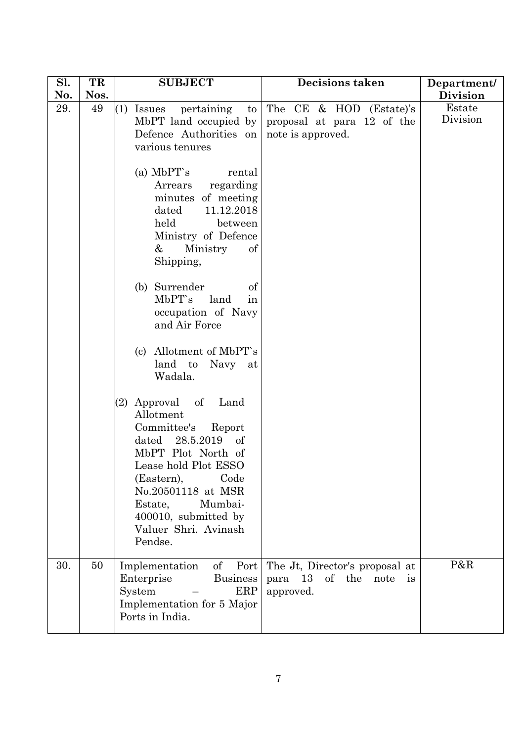| Sl. No. | TR Nos. | SUBJECT | Decisions taken | Department/ Division |
|---|---|---|---|---|
| 29. | 49 | (1) Issues pertaining to MbPT land occupied by Defence Authorities on various tenures<br><br>(a) MbPT`s rental Arrears regarding minutes of meeting dated 11.12.2018 held between Ministry of Defence & Ministry of Shipping,<br><br>(b) Surrender of MbPT`s land in occupation of Navy and Air Force<br><br>(c) Allotment of MbPT`s land to Navy at Wadala.<br><br>(2) Approval of Land Allotment Committee's Report dated 28.5.2019 of MbPT Plot North of Lease hold Plot ESSO (Eastern), Code No.20501118 at MSR Estate, Mumbai-400010, submitted by Valuer Shri. Avinash Pendse. | The CE & HOD (Estate)'s proposal at para 12 of the note is approved. | Estate Division |
| 30. | 50 | Implementation of Port Enterprise Business System – ERP Implementation for 5 Major Ports in India. | The Jt, Director's proposal at para 13 of the note is approved. | P&R |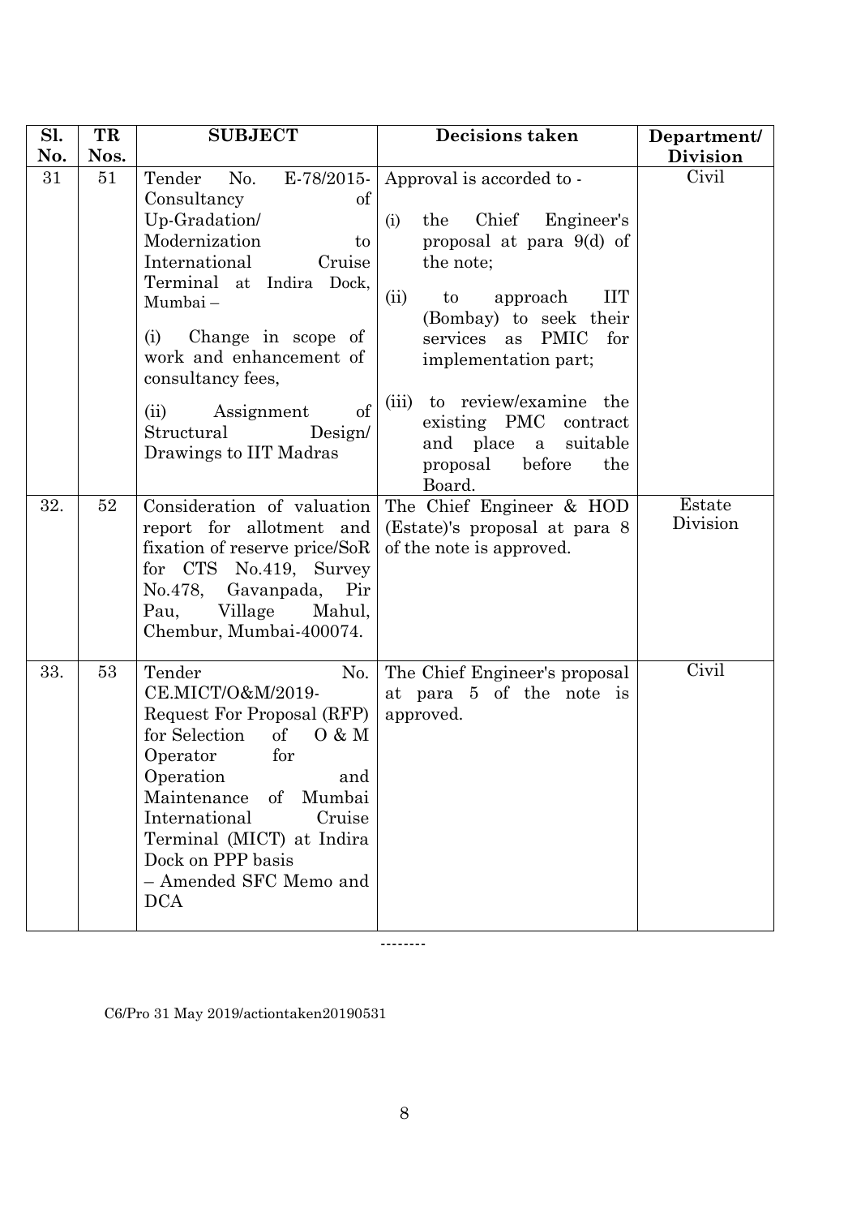| Sl. No. | TR Nos. | SUBJECT | Decisions taken | Department/ Division |
|---|---|---|---|---|
| 31 | 51 | Tender No. E-78/2015- Consultancy of Up-Gradation/ Modernization to International Cruise Terminal at Indira Dock, Mumbai –<br><br>(i) Change in scope of work and enhancement of consultancy fees,<br><br>(ii) Assignment of Structural Design/ Drawings to IIT Madras | Approval is accorded to -<br><br>(i) the Chief Engineer's proposal at para 9(d) of the note;<br><br>(ii) to approach IIT (Bombay) to seek their services as PMIC for implementation part;<br><br>(iii) to review/examine the existing PMC contract and place a suitable proposal before the Board. | Civil |
| 32. | 52 | Consideration of valuation report for allotment and fixation of reserve price/SoR for CTS No.419, Survey No.478, Gavanpada, Pir Pau, Village Mahul, Chembur, Mumbai-400074. | The Chief Engineer & HOD (Estate)'s proposal at para 8 of the note is approved. | Estate Division |
| 33. | 53 | Tender No. CE.MICT/O&M/2019- Request For Proposal (RFP) for Selection of O & M Operator for Operation and Maintenance of Mumbai International Cruise Terminal (MICT) at Indira Dock on PPP basis<br>– Amended SFC Memo and DCA | The Chief Engineer's proposal at para 5 of the note is approved. | Civil |

--------

C6/Pro 31 May 2019/actiontaken20190531